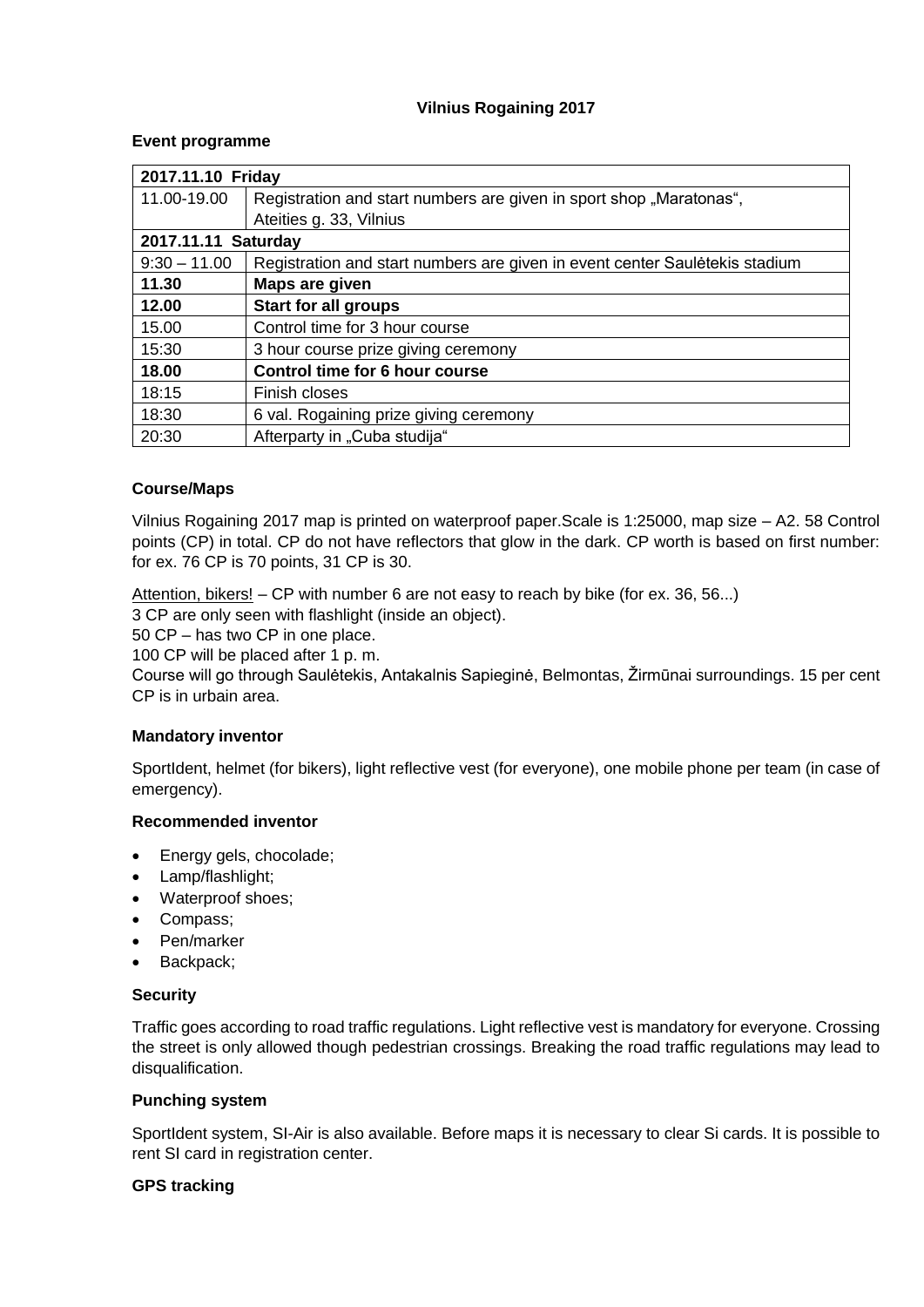**Vilnius Rogaining 2017**

**Event programme**

| **2017.11.10 Friday** | |
|---|---|
| 11.00-19.00 | Registration and start numbers are given in sport shop „Maratonas“, Ateities g. 33, Vilnius |
| **2017.11.11 Saturday** | |
| 9:30 – 11.00 | Registration and start numbers are given in event center Saulėtekis stadium |
| **11.30** | **Maps are given** |
| **12.00** | **Start for all groups** |
| 15.00 | Control time for 3 hour course |
| 15:30 | 3 hour course prize giving ceremony |
| **18.00** | **Control time for 6 hour course** |
| 18:15 | Finish closes |
| 18:30 | 6 val. Rogaining prize giving ceremony |
| 20:30 | Afterparty in „Cuba studija“ |

**Course/Maps**

Vilnius Rogaining 2017 map is printed on waterproof paper.Scale is 1:25000, map size – A2. 58 Control points (CP) in total. CP do not have reflectors that glow in the dark. CP worth is based on first number: for ex. 76 CP is 70 points, 31 CP is 30.

Attention, bikers! – CP with number 6 are not easy to reach by bike (for ex. 36, 56...)
3 CP are only seen with flashlight (inside an object).
50 CP – has two CP in one place.
100 CP will be placed after 1 p. m.
Course will go through Saulėtekis, Antakalnis Sapieginė, Belmontas, Žirmūnai surroundings. 15 per cent CP is in urbain area.

**Mandatory inventor**

SportIdent, helmet (for bikers), light reflective vest (for everyone), one mobile phone per team (in case of emergency).

**Recommended inventor**

- Energy gels, chocolade;
- Lamp/flashlight;
- Waterproof shoes;
- Compass;
- Pen/marker
- Backpack;

**Security**

Traffic goes according to road traffic regulations. Light reflective vest is mandatory for everyone. Crossing the street is only allowed though pedestrian crossings. Breaking the road traffic regulations may lead to disqualification.

**Punching system**

SportIdent system, SI-Air is also available. Before maps it is necessary to clear Si cards. It is possible to rent SI card in registration center.

**GPS tracking**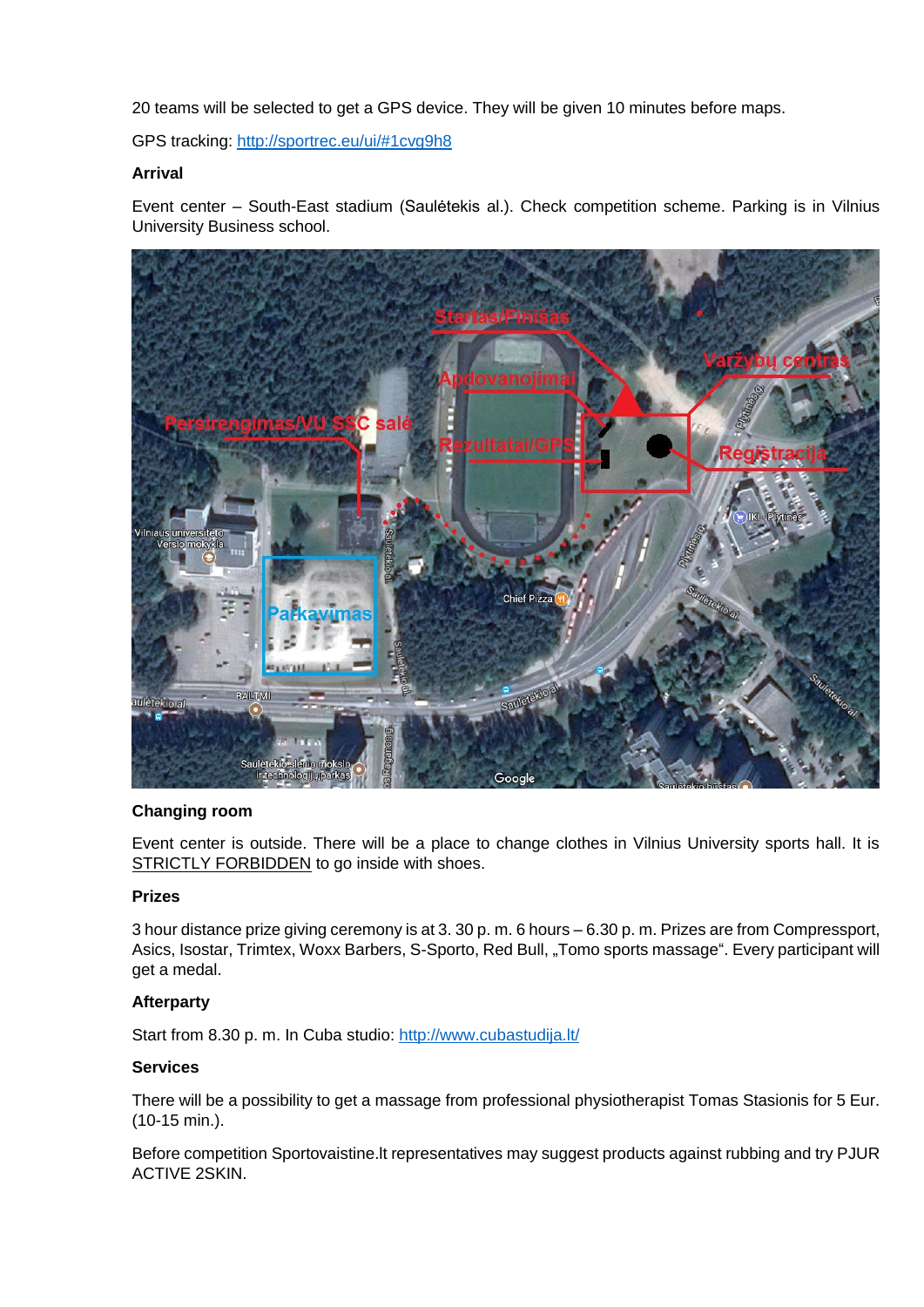20 teams will be selected to get a GPS device. They will be given 10 minutes before maps.

GPS tracking: http://sportrec.eu/ui/#1cvg9h8

**Arrival**

Event center – South-East stadium (Saulėtekis al.). Check competition scheme. Parking is in Vilnius University Business school.

Startas/Finišas

Apdovanojimai

Varžybų centras

Persirengimas/VU SSC salė

Rezultatai/GPS

Registracija

Parkavimas

**Changing room**

Event center is outside. There will be a place to change clothes in Vilnius University sports hall. It is STRICTLY FORBIDDEN to go inside with shoes.

**Prizes**

3 hour distance prize giving ceremony is at 3. 30 p. m. 6 hours – 6.30 p. m. Prizes are from Compressport, Asics, Isostar, Trimtex, Woxx Barbers, S-Sporto, Red Bull, „Tomo sports massage". Every participant will get a medal.

**Afterparty**

Start from 8.30 p. m. In Cuba studio: http://www.cubastudija.lt/

**Services**

There will be a possibility to get a massage from professional physiotherapist Tomas Stasionis for 5 Eur. (10-15 min.).

Before competition Sportovaistine.lt representatives may suggest products against rubbing and try PJUR ACTIVE 2SKIN.